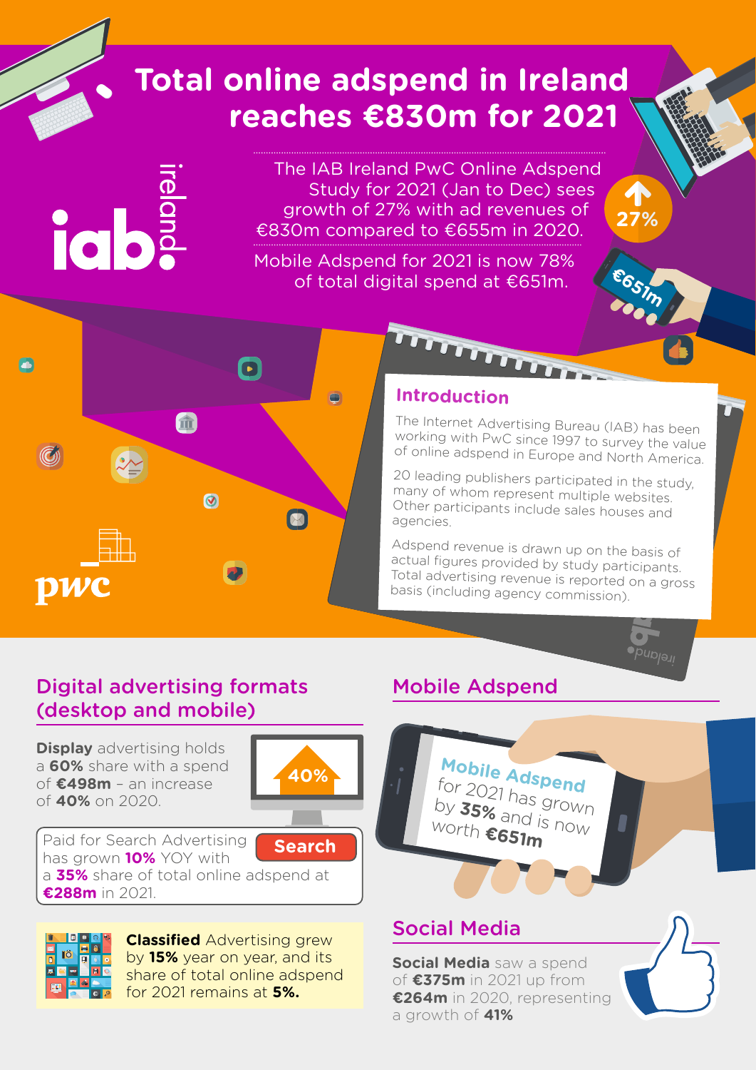# Total online adspend in Ireland reaches €830m for 2021

The IAB Ireland PwC Online Adspend Study for 2021 (Jan to Dec) sees growth of 27% with ad revenues of €830m compared to €655m in 2020.

Mobile Adspend for 2021 is now 78% of total digital spend at €651m.

27%

€651m

## Introduction

The Internet Advertising Bureau (IAB) has been working with PwC since 1997 to survey the value of online adspend in Europe and North America.

20 leading publishers participated in the study, many of whom represent multiple websites. Other participants include sales houses and agencies.

Adspend revenue is drawn up on the basis of actual figures provided by study participants. Total advertising revenue is reported on a gross basis (including agency commission).

## Digital advertising formats (desktop and mobile)

**Display** advertising holds a **60%** share with a spend of **€498m** – an increase of **40%** on 2020.

40%

Paid for Search Advertising has grown **10%** YOY with a **35%** share of total online adspend at **€288m** in 2021.

Search

**Classified** Advertising grew by **15%** year on year, and its share of total online adspend for 2021 remains at **5%.**

## Mobile Adspend

Mobile Adspend for 2021 has grown by **35%** and is now worth **€651m**

## Social Media

**Social Media** saw a spend of **€375m** in 2021 up from **€264m** in 2020, representing a growth of **41%**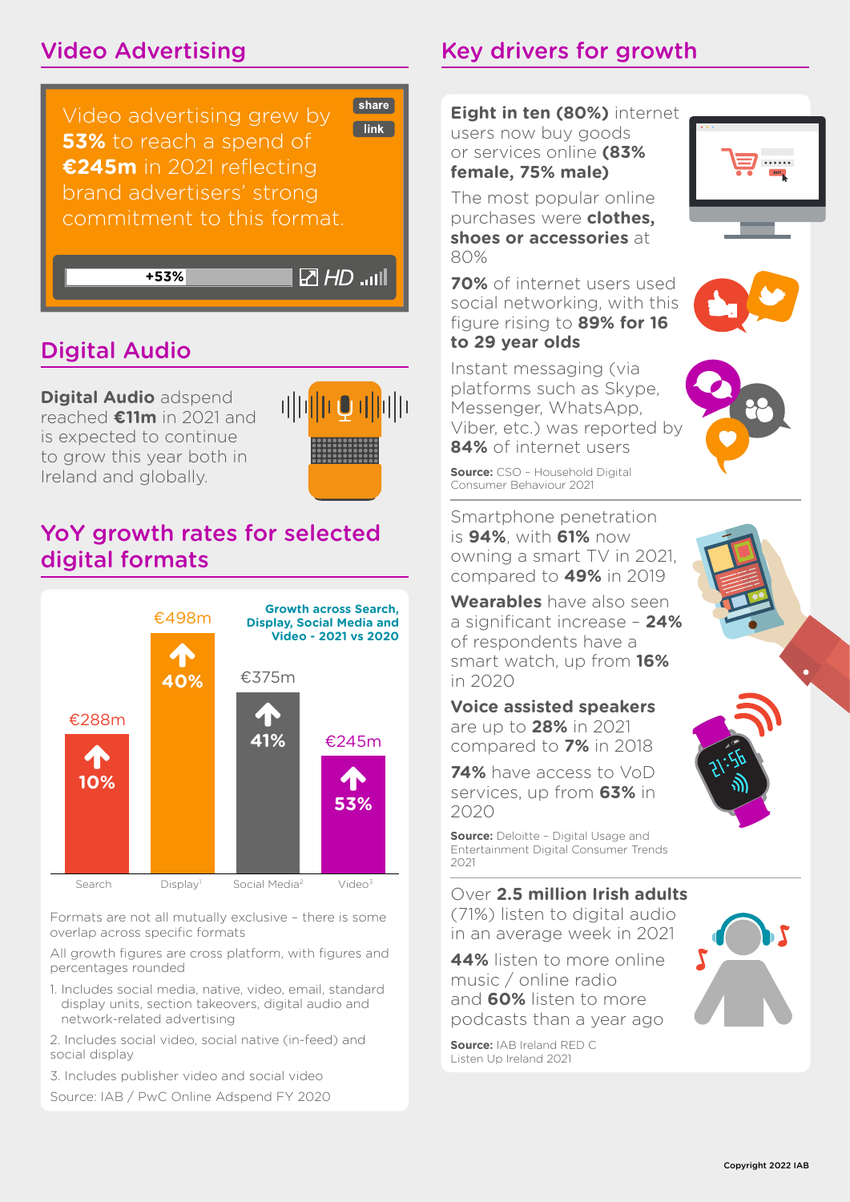## Video Advertising

Video advertising grew by **53%** to reach a spend of **€245m** in 2021 reflecting brand advertisers' strong commitment to this format.

share

link

+53%

HD

## Digital Audio

**Digital Audio** adspend reached **€11m** in 2021 and is expected to continue to grow this year both in Ireland and globally.

## YoY growth rates for selected digital formats

Growth across Search, Display, Social Media and Video - 2021 vs 2020

€288m
10%
Search

€498m
40%
Display[1]

€375m
41%
Social Media[2]

€245m
53%
Video[3]

Formats are not all mutually exclusive - there is some overlap across specific formats

All growth figures are cross platform, with figures and percentages rounded

1. Includes social media, native, video, email, standard display units, section takeovers, digital audio and network-related advertising
2. Includes social video, social native (in-feed) and social display
3. Includes publisher video and social video

Source: IAB / PwC Online Adspend FY 2020

## Key drivers for growth

**Eight in ten (80%)** internet users now buy goods or services online **(83% female, 75% male)**

The most popular online purchases were **clothes, shoes or accessories** at 80%

**70%** of internet users used social networking, with this figure rising to **89% for 16 to 29 year olds**

Instant messaging (via platforms such as Skype, Messenger, WhatsApp, Viber, etc.) was reported by **84%** of internet users

**Source:** CSO – Household Digital Consumer Behaviour 2021

Smartphone penetration is **94%**, with **61%** now owning a smart TV in 2021, compared to **49%** in 2019

**Wearables** have also seen a significant increase – **24%** of respondents have a smart watch, up from **16%** in 2020

**Voice assisted speakers** are up to **28%** in 2021 compared to **7%** in 2018

**74%** have access to VoD services, up from **63%** in 2020

**Source:** Deloitte – Digital Usage and Entertainment Digital Consumer Trends 2021

Over **2.5 million Irish adults** (71%) listen to digital audio in an average week in 2021

**44%** listen to more online music / online radio and **60%** listen to more podcasts than a year ago

**Source:** IAB Ireland RED C Listen Up Ireland 2021

Copyright 2022 IAB